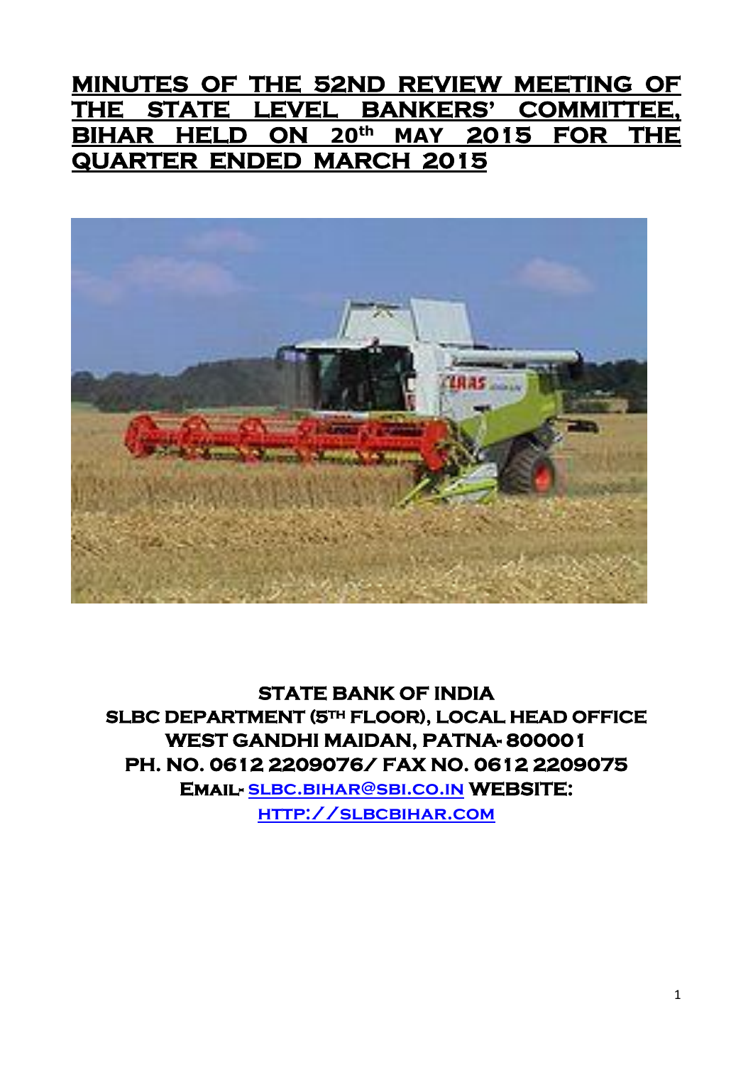# MINUTES OF THE 52ND REVIEW MEETING OF THE STATE LEVEL BANKERS' COMMITTEE, BIHAR HELD ON 20th MAY 2015 FOR THE QUARTER ENDED MARCH 2015

**STATE BANK OF INDIA**
**SLBC DEPARTMENT (5TH FLOOR), LOCAL HEAD OFFICE**
**WEST GANDHI MAIDAN, PATNA- 800001**
**PH. NO. 0612 2209076/ FAX NO. 0612 2209075**
**EMAIL- SLBC.BIHAR@SBI.CO.IN WEBSITE: HTTP://SLBCBIHAR.COM**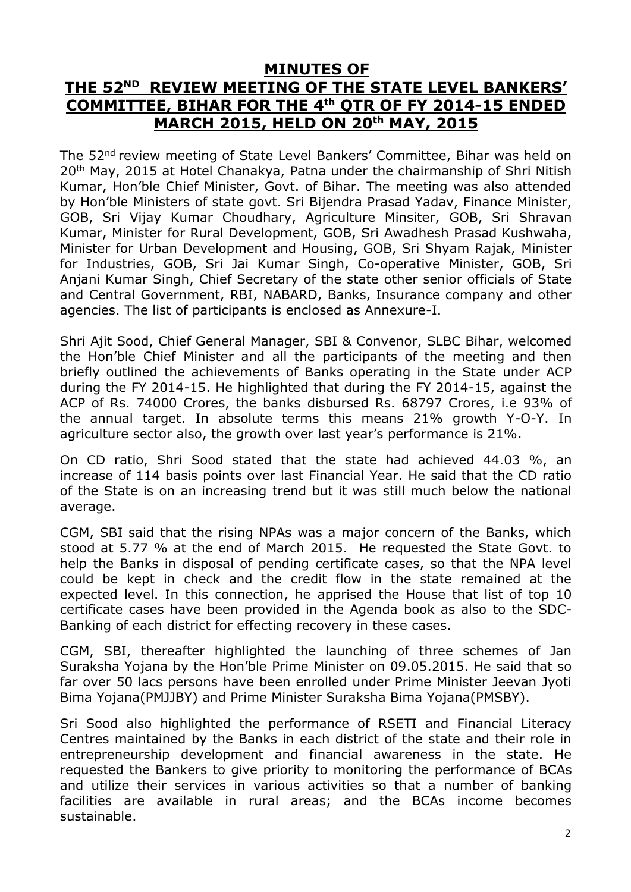# MINUTES OF THE 52ND REVIEW MEETING OF THE STATE LEVEL BANKERS' COMMITTEE, BIHAR FOR THE 4th QTR OF FY 2014-15 ENDED MARCH 2015, HELD ON 20th MAY, 2015

The 52nd review meeting of State Level Bankers' Committee, Bihar was held on 20th May, 2015 at Hotel Chanakya, Patna under the chairmanship of Shri Nitish Kumar, Hon'ble Chief Minister, Govt. of Bihar. The meeting was also attended by Hon'ble Ministers of state govt. Sri Bijendra Prasad Yadav, Finance Minister, GOB, Sri Vijay Kumar Choudhary, Agriculture Minsiter, GOB, Sri Shravan Kumar, Minister for Rural Development, GOB, Sri Awadhesh Prasad Kushwaha, Minister for Urban Development and Housing, GOB, Sri Shyam Rajak, Minister for Industries, GOB, Sri Jai Kumar Singh, Co-operative Minister, GOB, Sri Anjani Kumar Singh, Chief Secretary of the state other senior officials of State and Central Government, RBI, NABARD, Banks, Insurance company and other agencies. The list of participants is enclosed as Annexure-I.

Shri Ajit Sood, Chief General Manager, SBI & Convenor, SLBC Bihar, welcomed the Hon'ble Chief Minister and all the participants of the meeting and then briefly outlined the achievements of Banks operating in the State under ACP during the FY 2014-15. He highlighted that during the FY 2014-15, against the ACP of Rs. 74000 Crores, the banks disbursed Rs. 68797 Crores, i.e 93% of the annual target. In absolute terms this means 21% growth Y-O-Y. In agriculture sector also, the growth over last year's performance is 21%.

On CD ratio, Shri Sood stated that the state had achieved 44.03 %, an increase of 114 basis points over last Financial Year. He said that the CD ratio of the State is on an increasing trend but it was still much below the national average.

CGM, SBI said that the rising NPAs was a major concern of the Banks, which stood at 5.77 % at the end of March 2015. He requested the State Govt. to help the Banks in disposal of pending certificate cases, so that the NPA level could be kept in check and the credit flow in the state remained at the expected level. In this connection, he apprised the House that list of top 10 certificate cases have been provided in the Agenda book as also to the SDC-Banking of each district for effecting recovery in these cases.

CGM, SBI, thereafter highlighted the launching of three schemes of Jan Suraksha Yojana by the Hon'ble Prime Minister on 09.05.2015. He said that so far over 50 lacs persons have been enrolled under Prime Minister Jeevan Jyoti Bima Yojana(PMJJBY) and Prime Minister Suraksha Bima Yojana(PMSBY).

Sri Sood also highlighted the performance of RSETI and Financial Literacy Centres maintained by the Banks in each district of the state and their role in entrepreneurship development and financial awareness in the state. He requested the Bankers to give priority to monitoring the performance of BCAs and utilize their services in various activities so that a number of banking facilities are available in rural areas; and the BCAs income becomes sustainable.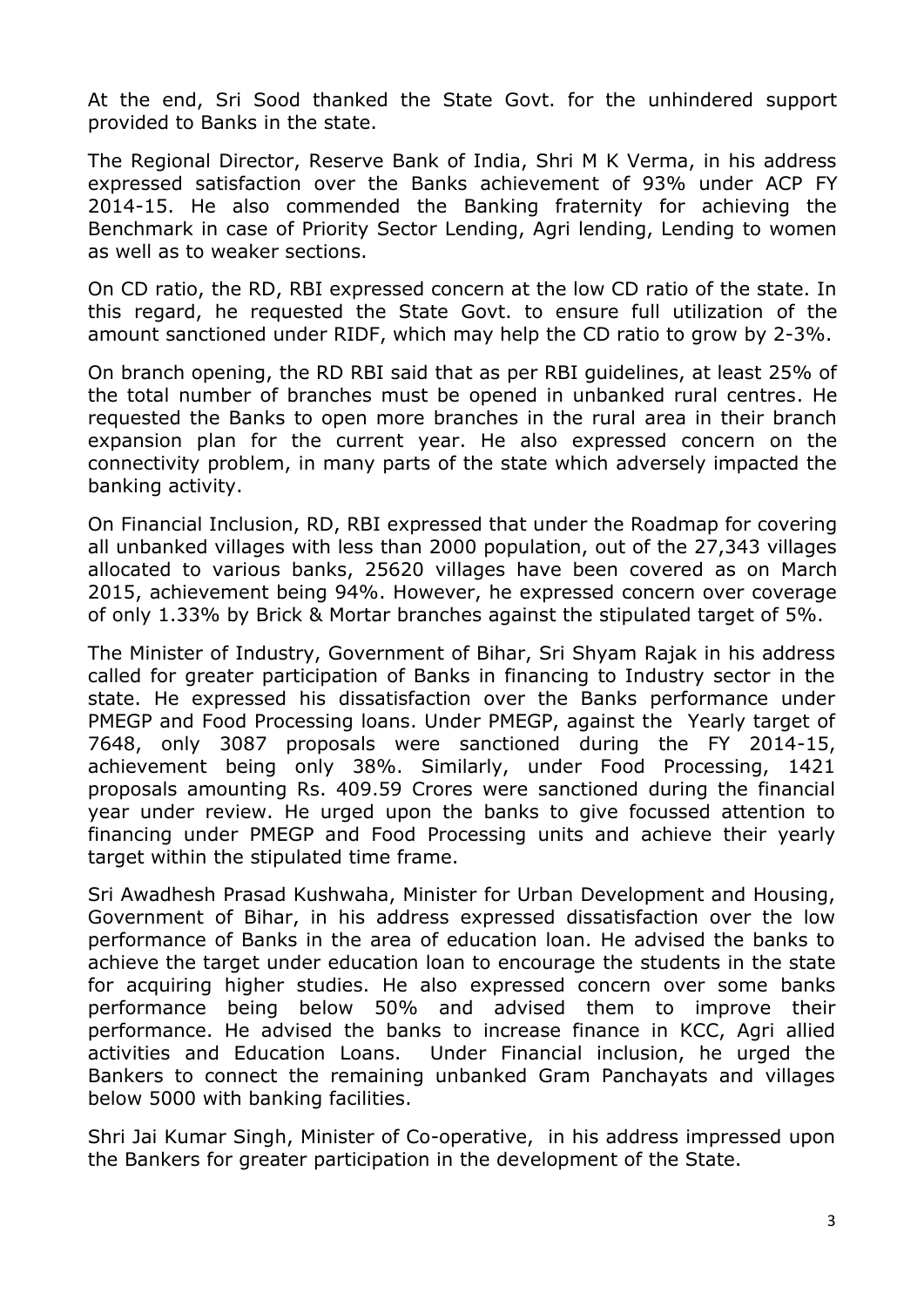At the end, Sri Sood thanked the State Govt. for the unhindered support provided to Banks in the state.

The Regional Director, Reserve Bank of India, Shri M K Verma, in his address expressed satisfaction over the Banks achievement of 93% under ACP FY 2014-15. He also commended the Banking fraternity for achieving the Benchmark in case of Priority Sector Lending, Agri lending, Lending to women as well as to weaker sections.

On CD ratio, the RD, RBI expressed concern at the low CD ratio of the state. In this regard, he requested the State Govt. to ensure full utilization of the amount sanctioned under RIDF, which may help the CD ratio to grow by 2-3%.

On branch opening, the RD RBI said that as per RBI guidelines, at least 25% of the total number of branches must be opened in unbanked rural centres. He requested the Banks to open more branches in the rural area in their branch expansion plan for the current year. He also expressed concern on the connectivity problem, in many parts of the state which adversely impacted the banking activity.

On Financial Inclusion, RD, RBI expressed that under the Roadmap for covering all unbanked villages with less than 2000 population, out of the 27,343 villages allocated to various banks, 25620 villages have been covered as on March 2015, achievement being 94%. However, he expressed concern over coverage of only 1.33% by Brick & Mortar branches against the stipulated target of 5%.

The Minister of Industry, Government of Bihar, Sri Shyam Rajak in his address called for greater participation of Banks in financing to Industry sector in the state. He expressed his dissatisfaction over the Banks performance under PMEGP and Food Processing loans. Under PMEGP, against the Yearly target of 7648, only 3087 proposals were sanctioned during the FY 2014-15, achievement being only 38%. Similarly, under Food Processing, 1421 proposals amounting Rs. 409.59 Crores were sanctioned during the financial year under review. He urged upon the banks to give focussed attention to financing under PMEGP and Food Processing units and achieve their yearly target within the stipulated time frame.

Sri Awadhesh Prasad Kushwaha, Minister for Urban Development and Housing, Government of Bihar, in his address expressed dissatisfaction over the low performance of Banks in the area of education loan. He advised the banks to achieve the target under education loan to encourage the students in the state for acquiring higher studies. He also expressed concern over some banks performance being below 50% and advised them to improve their performance. He advised the banks to increase finance in KCC, Agri allied activities and Education Loans. Under Financial inclusion, he urged the Bankers to connect the remaining unbanked Gram Panchayats and villages below 5000 with banking facilities.

Shri Jai Kumar Singh, Minister of Co-operative, in his address impressed upon the Bankers for greater participation in the development of the State.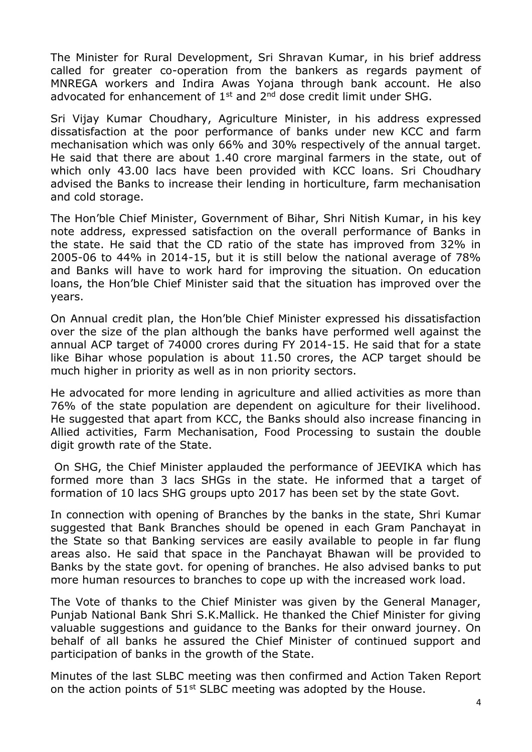The Minister for Rural Development, Sri Shravan Kumar, in his brief address called for greater co-operation from the bankers as regards payment of MNREGA workers and Indira Awas Yojana through bank account. He also advocated for enhancement of 1st and 2nd dose credit limit under SHG.

Sri Vijay Kumar Choudhary, Agriculture Minister, in his address expressed dissatisfaction at the poor performance of banks under new KCC and farm mechanisation which was only 66% and 30% respectively of the annual target. He said that there are about 1.40 crore marginal farmers in the state, out of which only 43.00 lacs have been provided with KCC loans. Sri Choudhary advised the Banks to increase their lending in horticulture, farm mechanisation and cold storage.

The Hon'ble Chief Minister, Government of Bihar, Shri Nitish Kumar, in his key note address, expressed satisfaction on the overall performance of Banks in the state. He said that the CD ratio of the state has improved from 32% in 2005-06 to 44% in 2014-15, but it is still below the national average of 78% and Banks will have to work hard for improving the situation. On education loans, the Hon'ble Chief Minister said that the situation has improved over the years.

On Annual credit plan, the Hon'ble Chief Minister expressed his dissatisfaction over the size of the plan although the banks have performed well against the annual ACP target of 74000 crores during FY 2014-15. He said that for a state like Bihar whose population is about 11.50 crores, the ACP target should be much higher in priority as well as in non priority sectors.

He advocated for more lending in agriculture and allied activities as more than 76% of the state population are dependent on agiculture for their livelihood. He suggested that apart from KCC, the Banks should also increase financing in Allied activities, Farm Mechanisation, Food Processing to sustain the double digit growth rate of the State.

On SHG, the Chief Minister applauded the performance of JEEVIKA which has formed more than 3 lacs SHGs in the state. He informed that a target of formation of 10 lacs SHG groups upto 2017 has been set by the state Govt.

In connection with opening of Branches by the banks in the state, Shri Kumar suggested that Bank Branches should be opened in each Gram Panchayat in the State so that Banking services are easily available to people in far flung areas also. He said that space in the Panchayat Bhawan will be provided to Banks by the state govt. for opening of branches. He also advised banks to put more human resources to branches to cope up with the increased work load.

The Vote of thanks to the Chief Minister was given by the General Manager, Punjab National Bank Shri S.K.Mallick. He thanked the Chief Minister for giving valuable suggestions and guidance to the Banks for their onward journey. On behalf of all banks he assured the Chief Minister of continued support and participation of banks in the growth of the State.

Minutes of the last SLBC meeting was then confirmed and Action Taken Report on the action points of 51st SLBC meeting was adopted by the House.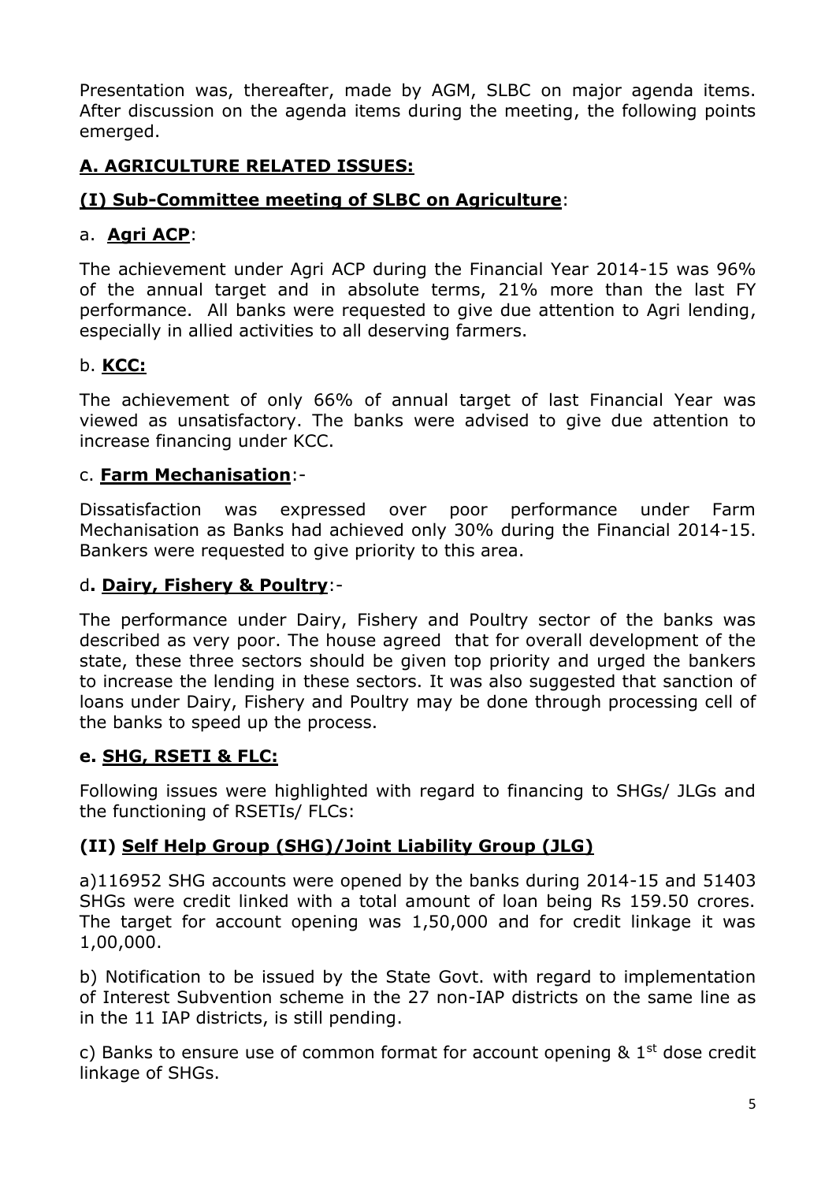Presentation was, thereafter, made by AGM, SLBC on major agenda items. After discussion on the agenda items during the meeting, the following points emerged.

## A. AGRICULTURE RELATED ISSUES:

### (I) Sub-Committee meeting of SLBC on Agriculture:

#### a. Agri ACP:

The achievement under Agri ACP during the Financial Year 2014-15 was 96% of the annual target and in absolute terms, 21% more than the last FY performance. All banks were requested to give due attention to Agri lending, especially in allied activities to all deserving farmers.

#### b. KCC:

The achievement of only 66% of annual target of last Financial Year was viewed as unsatisfactory. The banks were advised to give due attention to increase financing under KCC.

#### c. Farm Mechanisation:-

Dissatisfaction was expressed over poor performance under Farm Mechanisation as Banks had achieved only 30% during the Financial 2014-15. Bankers were requested to give priority to this area.

#### d. Dairy, Fishery & Poultry:-

The performance under Dairy, Fishery and Poultry sector of the banks was described as very poor. The house agreed that for overall development of the state, these three sectors should be given top priority and urged the bankers to increase the lending in these sectors. It was also suggested that sanction of loans under Dairy, Fishery and Poultry may be done through processing cell of the banks to speed up the process.

#### e. SHG, RSETI & FLC:

Following issues were highlighted with regard to financing to SHGs/ JLGs and the functioning of RSETIs/ FLCs:

### (II) Self Help Group (SHG)/Joint Liability Group (JLG)

a)116952 SHG accounts were opened by the banks during 2014-15 and 51403 SHGs were credit linked with a total amount of loan being Rs 159.50 crores. The target for account opening was 1,50,000 and for credit linkage it was 1,00,000.

b) Notification to be issued by the State Govt. with regard to implementation of Interest Subvention scheme in the 27 non-IAP districts on the same line as in the 11 IAP districts, is still pending.

c) Banks to ensure use of common format for account opening & 1st dose credit linkage of SHGs.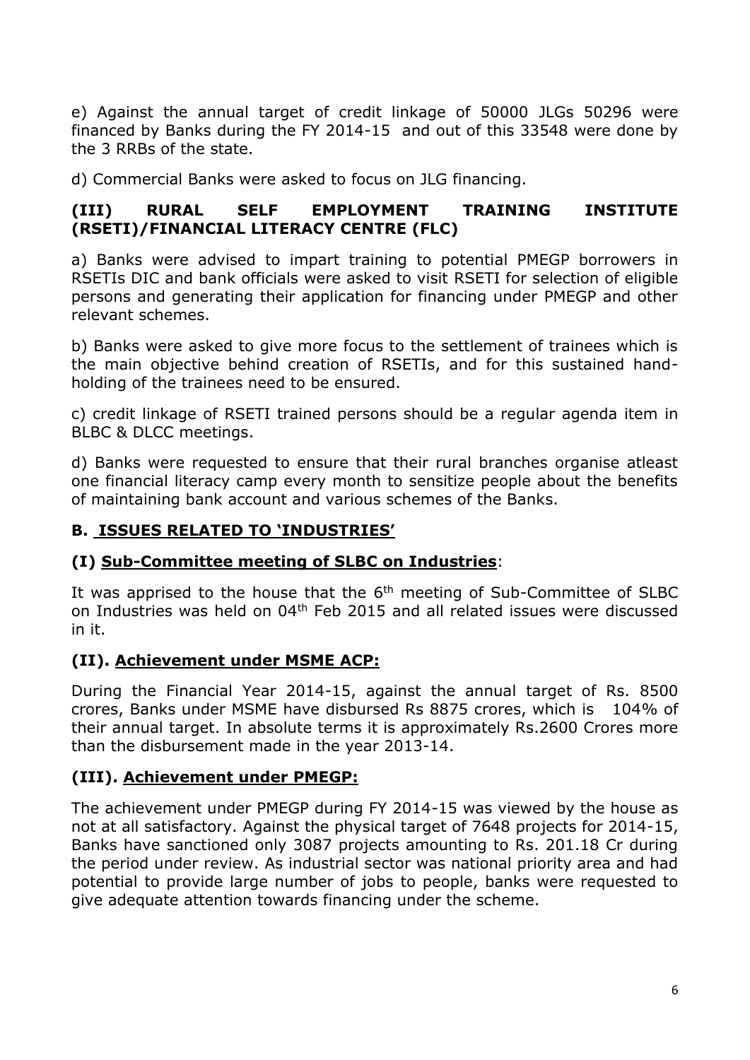e) Against the annual target of credit linkage of 50000 JLGs 50296 were financed by Banks during the FY 2014-15 and out of this 33548 were done by the 3 RRBs of the state.

d) Commercial Banks were asked to focus on JLG financing.

### (III) RURAL SELF EMPLOYMENT TRAINING INSTITUTE (RSETI)/FINANCIAL LITERACY CENTRE (FLC)

a) Banks were advised to impart training to potential PMEGP borrowers in RSETIs DIC and bank officials were asked to visit RSETI for selection of eligible persons and generating their application for financing under PMEGP and other relevant schemes.

b) Banks were asked to give more focus to the settlement of trainees which is the main objective behind creation of RSETIs, and for this sustained hand-holding of the trainees need to be ensured.

c) credit linkage of RSETI trained persons should be a regular agenda item in BLBC & DLCC meetings.

d) Banks were requested to ensure that their rural branches organise atleast one financial literacy camp every month to sensitize people about the benefits of maintaining bank account and various schemes of the Banks.

## B. <u>ISSUES RELATED TO 'INDUSTRIES'</u>

### (I) <u>Sub-Committee meeting of SLBC on Industries</u>:

It was apprised to the house that the 6th meeting of Sub-Committee of SLBC on Industries was held on 04th Feb 2015 and all related issues were discussed in it.

### (II). <u>Achievement under MSME ACP:</u>

During the Financial Year 2014-15, against the annual target of Rs. 8500 crores, Banks under MSME have disbursed Rs 8875 crores, which is 104% of their annual target. In absolute terms it is approximately Rs.2600 Crores more than the disbursement made in the year 2013-14.

### (III). <u>Achievement under PMEGP:</u>

The achievement under PMEGP during FY 2014-15 was viewed by the house as not at all satisfactory. Against the physical target of 7648 projects for 2014-15, Banks have sanctioned only 3087 projects amounting to Rs. 201.18 Cr during the period under review. As industrial sector was national priority area and had potential to provide large number of jobs to people, banks were requested to give adequate attention towards financing under the scheme.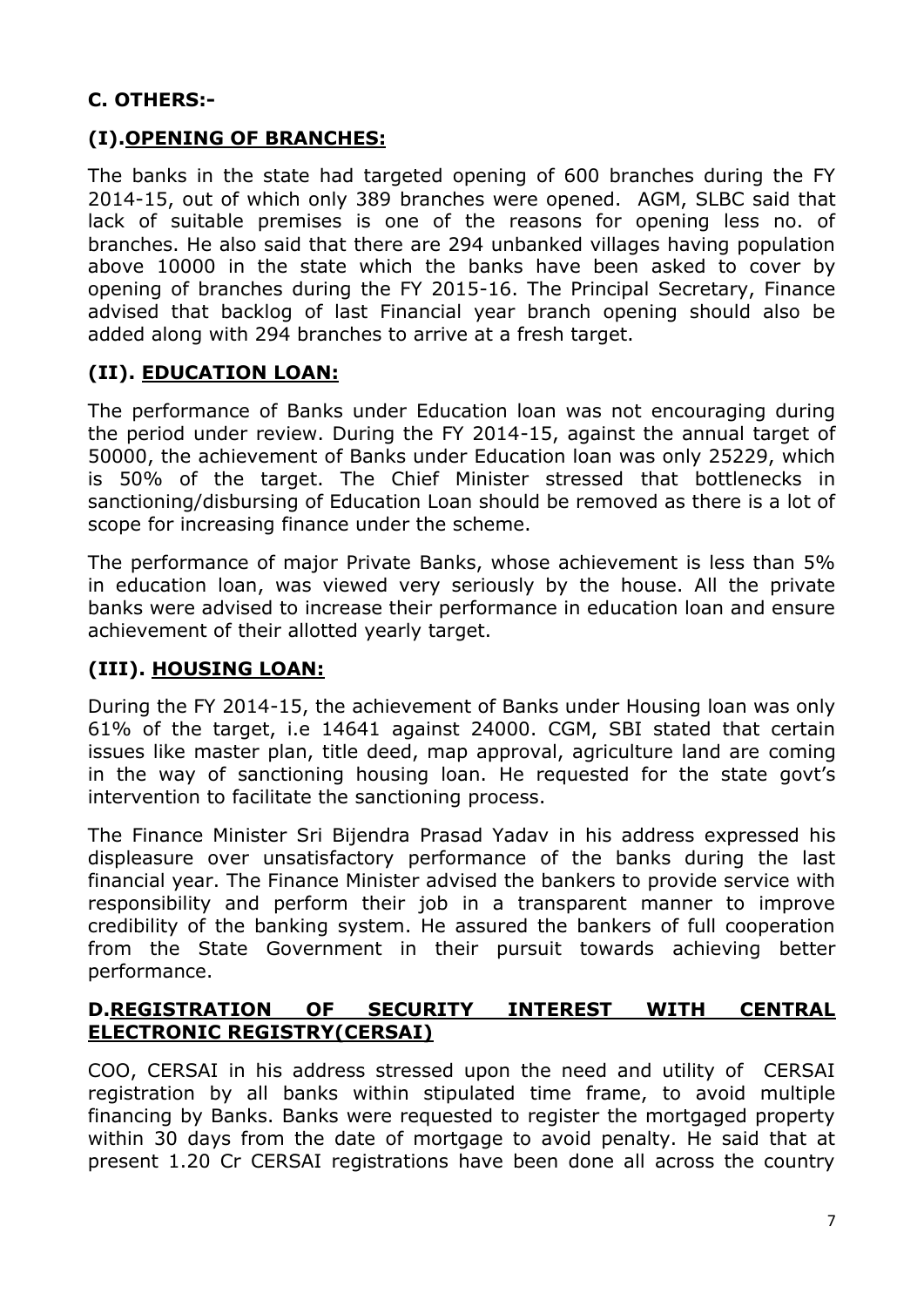## C. OTHERS:-

### (I).OPENING OF BRANCHES:

The banks in the state had targeted opening of 600 branches during the FY 2014-15, out of which only 389 branches were opened. AGM, SLBC said that lack of suitable premises is one of the reasons for opening less no. of branches. He also said that there are 294 unbanked villages having population above 10000 in the state which the banks have been asked to cover by opening of branches during the FY 2015-16. The Principal Secretary, Finance advised that backlog of last Financial year branch opening should also be added along with 294 branches to arrive at a fresh target.

### (II). EDUCATION LOAN:

The performance of Banks under Education loan was not encouraging during the period under review. During the FY 2014-15, against the annual target of 50000, the achievement of Banks under Education loan was only 25229, which is 50% of the target. The Chief Minister stressed that bottlenecks in sanctioning/disbursing of Education Loan should be removed as there is a lot of scope for increasing finance under the scheme.

The performance of major Private Banks, whose achievement is less than 5% in education loan, was viewed very seriously by the house. All the private banks were advised to increase their performance in education loan and ensure achievement of their allotted yearly target.

### (III). HOUSING LOAN:

During the FY 2014-15, the achievement of Banks under Housing loan was only 61% of the target, i.e 14641 against 24000. CGM, SBI stated that certain issues like master plan, title deed, map approval, agriculture land are coming in the way of sanctioning housing loan. He requested for the state govt's intervention to facilitate the sanctioning process.

The Finance Minister Sri Bijendra Prasad Yadav in his address expressed his displeasure over unsatisfactory performance of the banks during the last financial year. The Finance Minister advised the bankers to provide service with responsibility and perform their job in a transparent manner to improve credibility of the banking system. He assured the bankers of full cooperation from the State Government in their pursuit towards achieving better performance.

## D.REGISTRATION OF SECURITY INTEREST WITH CENTRAL ELECTRONIC REGISTRY(CERSAI)

COO, CERSAI in his address stressed upon the need and utility of CERSAI registration by all banks within stipulated time frame, to avoid multiple financing by Banks. Banks were requested to register the mortgaged property within 30 days from the date of mortgage to avoid penalty. He said that at present 1.20 Cr CERSAI registrations have been done all across the country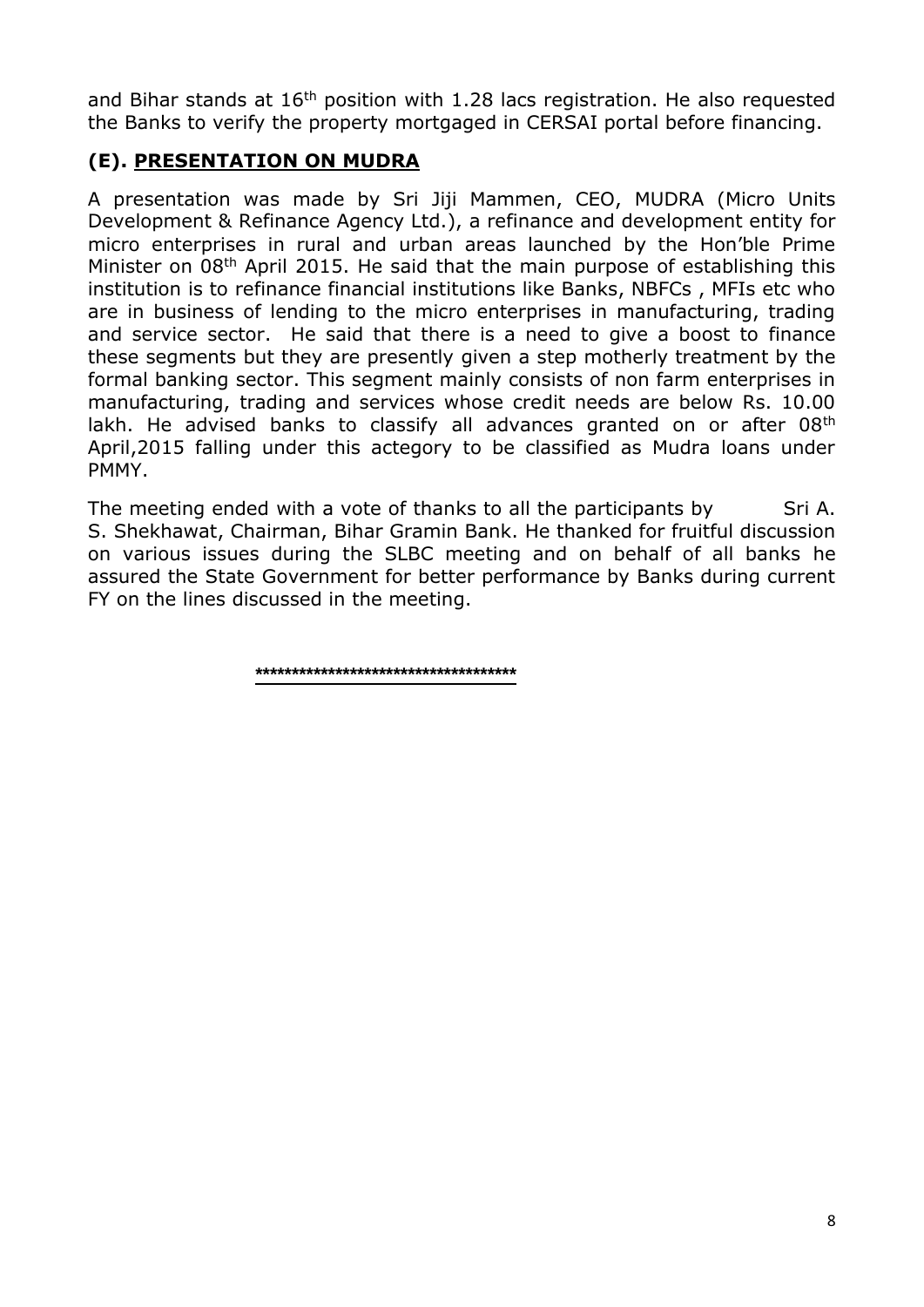and Bihar stands at 16th position with 1.28 lacs registration. He also requested the Banks to verify the property mortgaged in CERSAI portal before financing.

## (E). PRESENTATION ON MUDRA

A presentation was made by Sri Jiji Mammen, CEO, MUDRA (Micro Units Development & Refinance Agency Ltd.), a refinance and development entity for micro enterprises in rural and urban areas launched by the Hon'ble Prime Minister on 08th April 2015. He said that the main purpose of establishing this institution is to refinance financial institutions like Banks, NBFCs , MFIs etc who are in business of lending to the micro enterprises in manufacturing, trading and service sector. He said that there is a need to give a boost to finance these segments but they are presently given a step motherly treatment by the formal banking sector. This segment mainly consists of non farm enterprises in manufacturing, trading and services whose credit needs are below Rs. 10.00 lakh. He advised banks to classify all advances granted on or after 08th April,2015 falling under this actegory to be classified as Mudra loans under PMMY.

The meeting ended with a vote of thanks to all the participants by Sri A. S. Shekhawat, Chairman, Bihar Gramin Bank. He thanked for fruitful discussion on various issues during the SLBC meeting and on behalf of all banks he assured the State Government for better performance by Banks during current FY on the lines discussed in the meeting.

************************************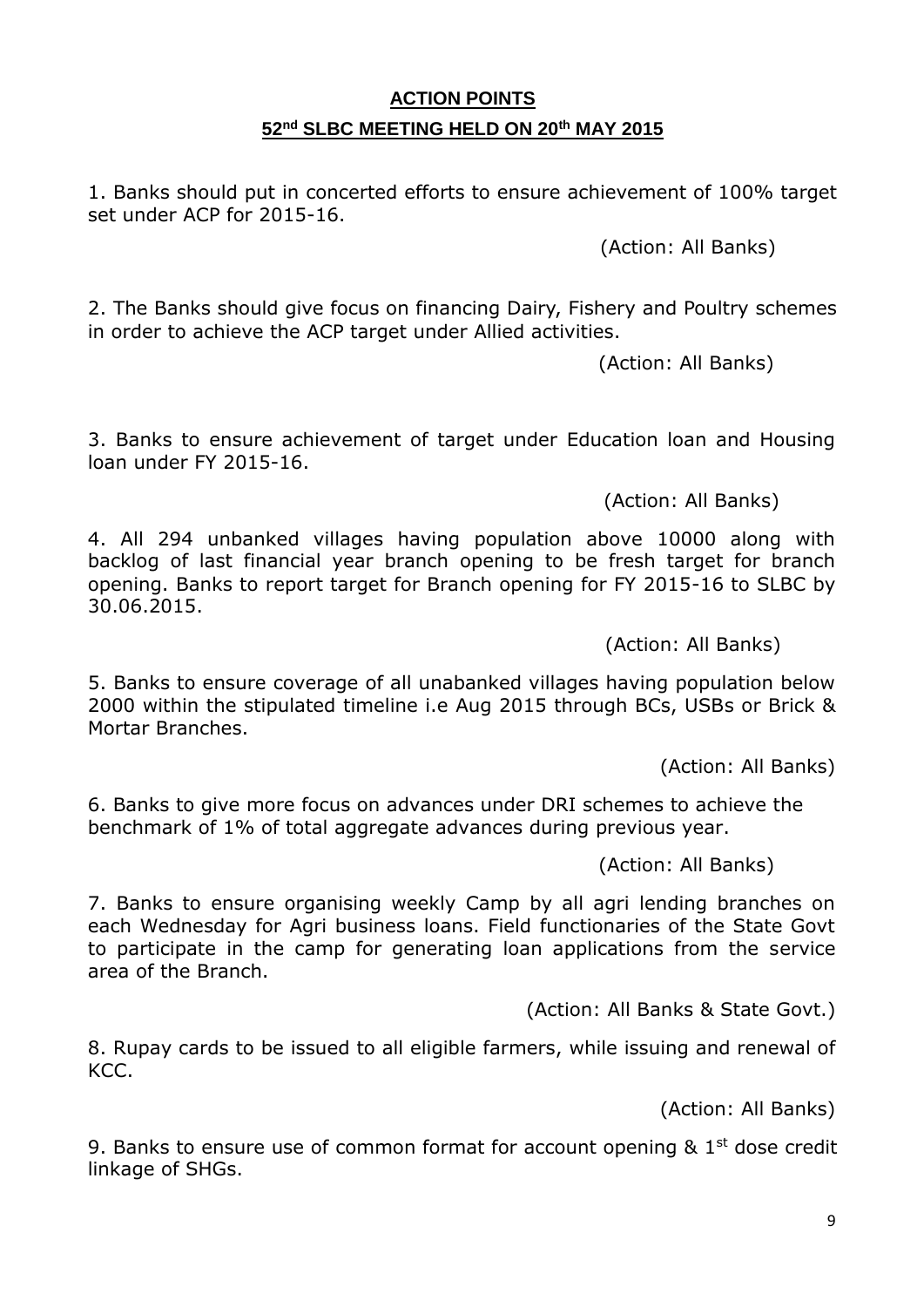## ACTION POINTS

## 52nd SLBC MEETING HELD ON 20th MAY 2015

1. Banks should put in concerted efforts to ensure achievement of 100% target set under ACP for 2015-16.

(Action: All Banks)

2. The Banks should give focus on financing Dairy, Fishery and Poultry schemes in order to achieve the ACP target under Allied activities.

(Action: All Banks)

3. Banks to ensure achievement of target under Education loan and Housing loan under FY 2015-16.

(Action: All Banks)

4. All 294 unbanked villages having population above 10000 along with backlog of last financial year branch opening to be fresh target for branch opening. Banks to report target for Branch opening for FY 2015-16 to SLBC by 30.06.2015.

(Action: All Banks)

5. Banks to ensure coverage of all unabanked villages having population below 2000 within the stipulated timeline i.e Aug 2015 through BCs, USBs or Brick & Mortar Branches.

(Action: All Banks)

6. Banks to give more focus on advances under DRI schemes to achieve the benchmark of 1% of total aggregate advances during previous year.

(Action: All Banks)

7. Banks to ensure organising weekly Camp by all agri lending branches on each Wednesday for Agri business loans. Field functionaries of the State Govt to participate in the camp for generating loan applications from the service area of the Branch.

(Action: All Banks & State Govt.)

8. Rupay cards to be issued to all eligible farmers, while issuing and renewal of KCC.

(Action: All Banks)

9. Banks to ensure use of common format for account opening & 1st dose credit linkage of SHGs.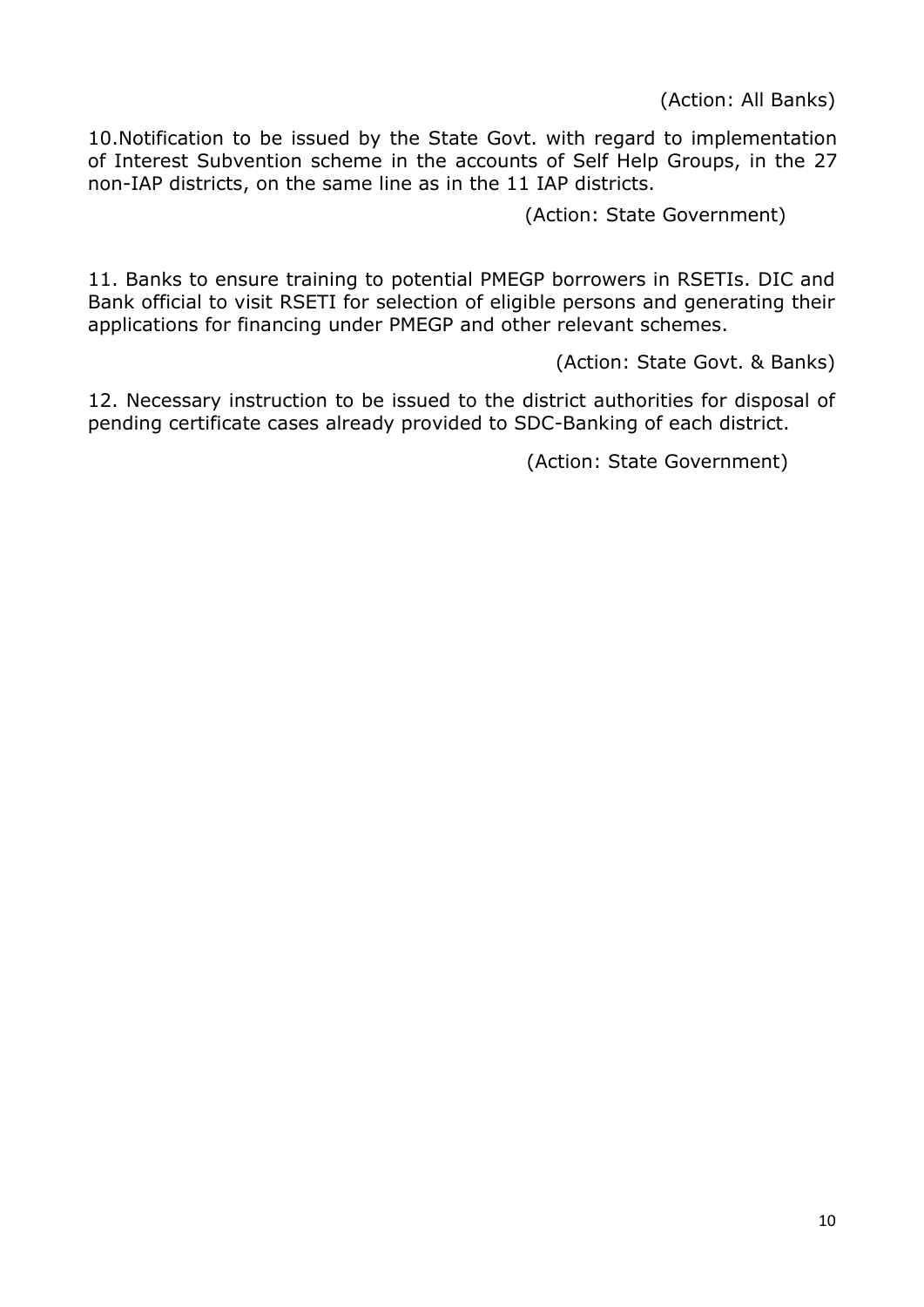(Action: All Banks)

10.Notification to be issued by the State Govt. with regard to implementation of Interest Subvention scheme in the accounts of Self Help Groups, in the 27 non-IAP districts, on the same line as in the 11 IAP districts.

(Action: State Government)

11. Banks to ensure training to potential PMEGP borrowers in RSETIs. DIC and Bank official to visit RSETI for selection of eligible persons and generating their applications for financing under PMEGP and other relevant schemes.

(Action: State Govt. & Banks)

12. Necessary instruction to be issued to the district authorities for disposal of pending certificate cases already provided to SDC-Banking of each district.

(Action: State Government)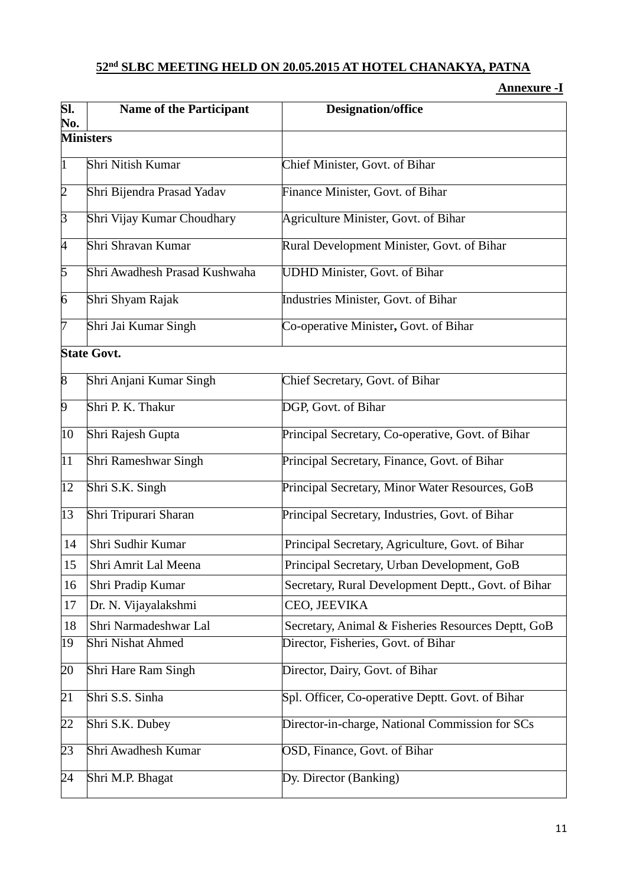**52nd SLBC MEETING HELD ON 20.05.2015 AT HOTEL CHANAKYA, PATNA**

**Annexure -I**

| Sl. No. | Name of the Participant | Designation/office |
|---|---|---|
| **Ministers** | | |
| 1 | Shri Nitish Kumar | Chief Minister, Govt. of Bihar |
| 2 | Shri Bijendra Prasad Yadav | Finance Minister, Govt. of Bihar |
| 3 | Shri Vijay Kumar Choudhary | Agriculture Minister, Govt. of Bihar |
| 4 | Shri Shravan Kumar | Rural Development Minister, Govt. of Bihar |
| 5 | Shri Awadhesh Prasad Kushwaha | UDHD Minister, Govt. of Bihar |
| 6 | Shri Shyam Rajak | Industries Minister, Govt. of Bihar |
| 7 | Shri Jai Kumar Singh | Co-operative Minister, Govt. of Bihar |
| **State Govt.** | | |
| 8 | Shri Anjani Kumar Singh | Chief Secretary, Govt. of Bihar |
| 9 | Shri P. K. Thakur | DGP, Govt. of Bihar |
| 10 | Shri Rajesh Gupta | Principal Secretary, Co-operative, Govt. of Bihar |
| 11 | Shri Rameshwar Singh | Principal Secretary, Finance, Govt. of Bihar |
| 12 | Shri S.K. Singh | Principal Secretary, Minor Water Resources, GoB |
| 13 | Shri Tripurari Sharan | Principal Secretary, Industries, Govt. of Bihar |
| 14 | Shri Sudhir Kumar | Principal Secretary, Agriculture, Govt. of Bihar |
| 15 | Shri Amrit Lal Meena | Principal Secretary, Urban Development, GoB |
| 16 | Shri Pradip Kumar | Secretary, Rural Development Deptt., Govt. of Bihar |
| 17 | Dr. N. Vijayalakshmi | CEO, JEEVIKA |
| 18 | Shri Narmadeshwar Lal | Secretary, Animal & Fisheries Resources Deptt, GoB |
| 19 | Shri Nishat Ahmed | Director, Fisheries, Govt. of Bihar |
| 20 | Shri Hare Ram Singh | Director, Dairy, Govt. of Bihar |
| 21 | Shri S.S. Sinha | Spl. Officer, Co-operative Deptt. Govt. of Bihar |
| 22 | Shri S.K. Dubey | Director-in-charge, National Commission for SCs |
| 23 | Shri Awadhesh Kumar | OSD, Finance, Govt. of Bihar |
| 24 | Shri M.P. Bhagat | Dy. Director (Banking) |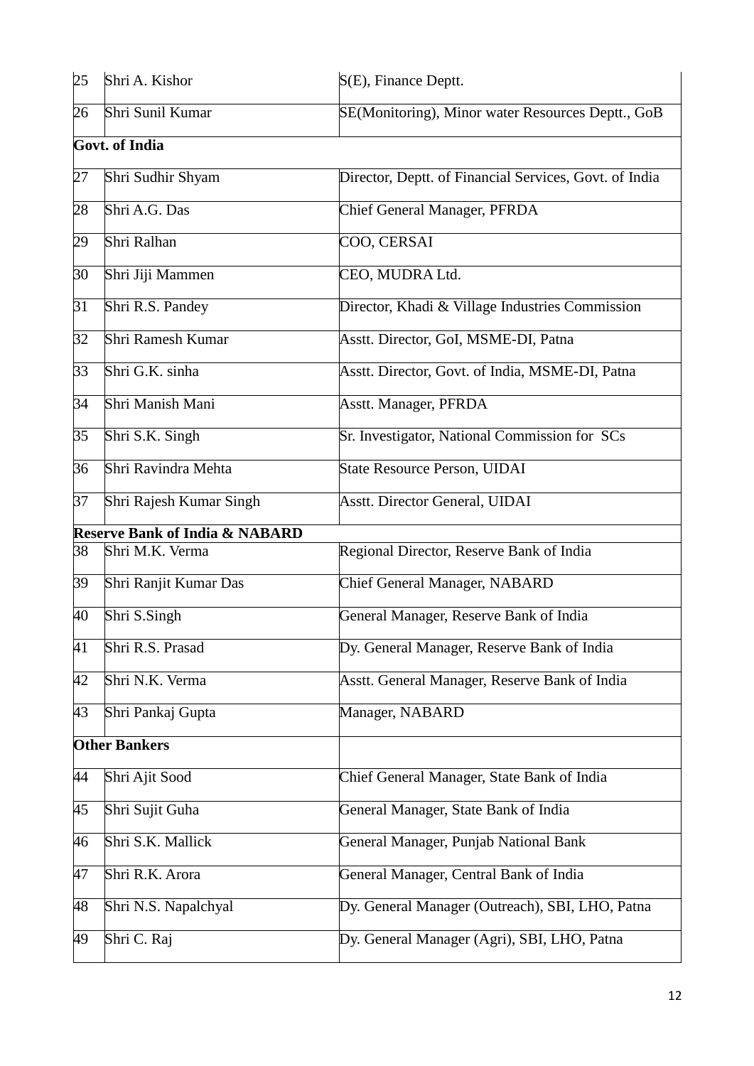| | | |
|---|---|---|
| 25 | Shri A. Kishor | S(E), Finance Deptt. |
| 26 | Shri Sunil Kumar | SE(Monitoring), Minor water Resources Deptt., GoB |
| **Govt. of India** | | |
| 27 | Shri Sudhir Shyam | Director, Deptt. of Financial Services, Govt. of India |
| 28 | Shri A.G. Das | Chief General Manager, PFRDA |
| 29 | Shri Ralhan | COO, CERSAI |
| 30 | Shri Jiji Mammen | CEO, MUDRA Ltd. |
| 31 | Shri R.S. Pandey | Director, Khadi & Village Industries Commission |
| 32 | Shri Ramesh Kumar | Asstt. Director, GoI, MSME-DI, Patna |
| 33 | Shri G.K. sinha | Asstt. Director, Govt. of India, MSME-DI, Patna |
| 34 | Shri Manish Mani | Asstt. Manager, PFRDA |
| 35 | Shri S.K. Singh | Sr. Investigator, National Commission for SCs |
| 36 | Shri Ravindra Mehta | State Resource Person, UIDAI |
| 37 | Shri Rajesh Kumar Singh | Asstt. Director General, UIDAI |
| **Reserve Bank of India & NABARD** | | |
| 38 | Shri M.K. Verma | Regional Director, Reserve Bank of India |
| 39 | Shri Ranjit Kumar Das | Chief General Manager, NABARD |
| 40 | Shri S.Singh | General Manager, Reserve Bank of India |
| 41 | Shri R.S. Prasad | Dy. General Manager, Reserve Bank of India |
| 42 | Shri N.K. Verma | Asstt. General Manager, Reserve Bank of India |
| 43 | Shri Pankaj Gupta | Manager, NABARD |
| **Other Bankers** | | |
| 44 | Shri Ajit Sood | Chief General Manager, State Bank of India |
| 45 | Shri Sujit Guha | General Manager, State Bank of India |
| 46 | Shri S.K. Mallick | General Manager, Punjab National Bank |
| 47 | Shri R.K. Arora | General Manager, Central Bank of India |
| 48 | Shri N.S. Napalchyal | Dy. General Manager (Outreach), SBI, LHO, Patna |
| 49 | Shri C. Raj | Dy. General Manager (Agri), SBI, LHO, Patna |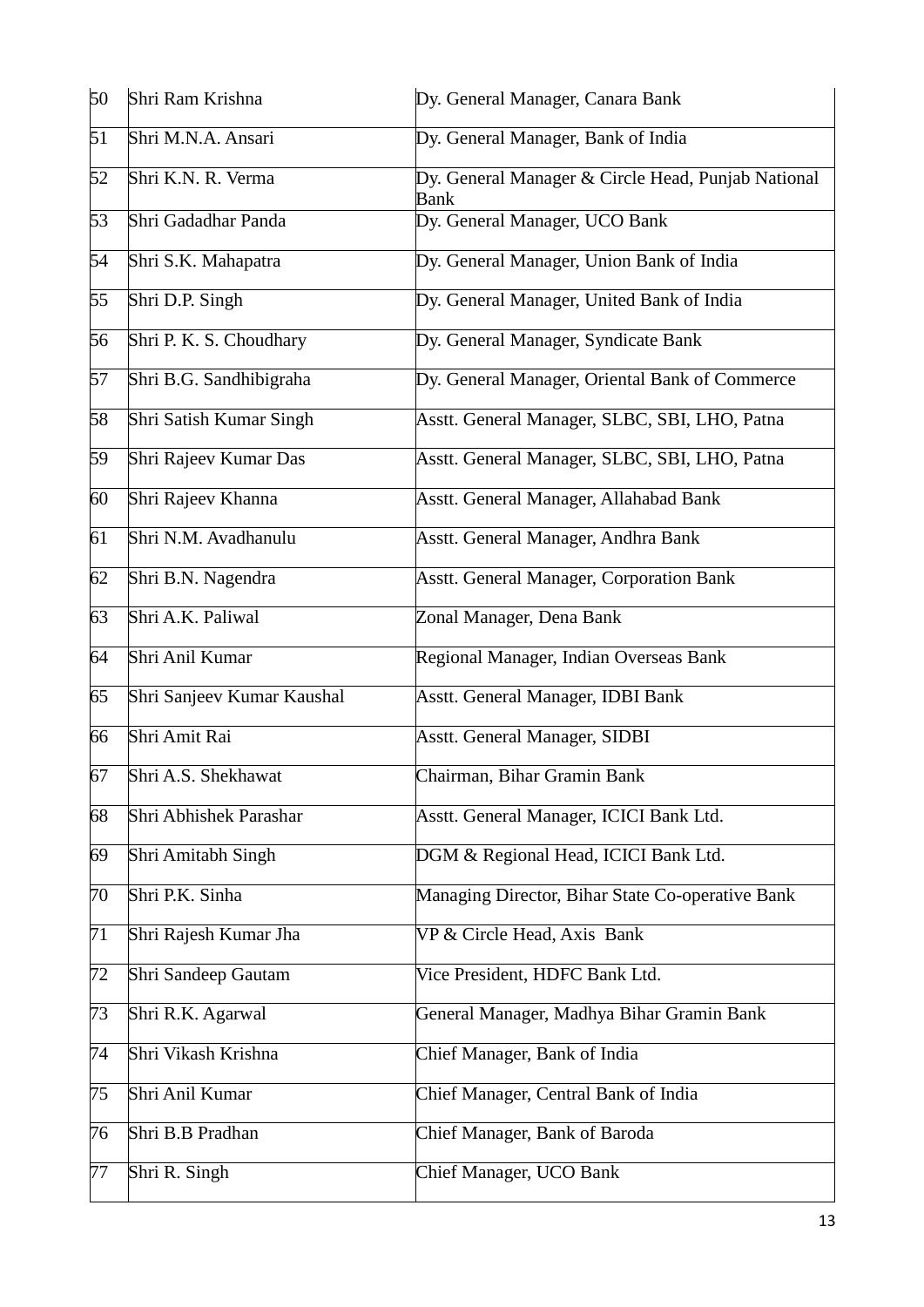| | | |
|---|---|---|
| 50 | Shri Ram Krishna | Dy. General Manager, Canara Bank |
| 51 | Shri M.N.A. Ansari | Dy. General Manager, Bank of India |
| 52 | Shri K.N. R. Verma | Dy. General Manager & Circle Head, Punjab National Bank |
| 53 | Shri Gadadhar Panda | Dy. General Manager, UCO Bank |
| 54 | Shri S.K. Mahapatra | Dy. General Manager, Union Bank of India |
| 55 | Shri D.P. Singh | Dy. General Manager, United Bank of India |
| 56 | Shri P. K. S. Choudhary | Dy. General Manager, Syndicate Bank |
| 57 | Shri B.G. Sandhibigraha | Dy. General Manager, Oriental Bank of Commerce |
| 58 | Shri Satish Kumar Singh | Asstt. General Manager, SLBC, SBI, LHO, Patna |
| 59 | Shri Rajeev Kumar Das | Asstt. General Manager, SLBC, SBI, LHO, Patna |
| 60 | Shri Rajeev Khanna | Asstt. General Manager, Allahabad Bank |
| 61 | Shri N.M. Avadhanulu | Asstt. General Manager, Andhra Bank |
| 62 | Shri B.N. Nagendra | Asstt. General Manager, Corporation Bank |
| 63 | Shri A.K. Paliwal | Zonal Manager, Dena Bank |
| 64 | Shri Anil Kumar | Regional Manager, Indian Overseas Bank |
| 65 | Shri Sanjeev Kumar Kaushal | Asstt. General Manager, IDBI Bank |
| 66 | Shri Amit Rai | Asstt. General Manager, SIDBI |
| 67 | Shri A.S. Shekhawat | Chairman, Bihar Gramin Bank |
| 68 | Shri Abhishek Parashar | Asstt. General Manager, ICICI Bank Ltd. |
| 69 | Shri Amitabh Singh | DGM & Regional Head, ICICI Bank Ltd. |
| 70 | Shri P.K. Sinha | Managing Director, Bihar State Co-operative Bank |
| 71 | Shri Rajesh Kumar Jha | VP & Circle Head, Axis Bank |
| 72 | Shri Sandeep Gautam | Vice President, HDFC Bank Ltd. |
| 73 | Shri R.K. Agarwal | General Manager, Madhya Bihar Gramin Bank |
| 74 | Shri Vikash Krishna | Chief Manager, Bank of India |
| 75 | Shri Anil Kumar | Chief Manager, Central Bank of India |
| 76 | Shri B.B Pradhan | Chief Manager, Bank of Baroda |
| 77 | Shri R. Singh | Chief Manager, UCO Bank |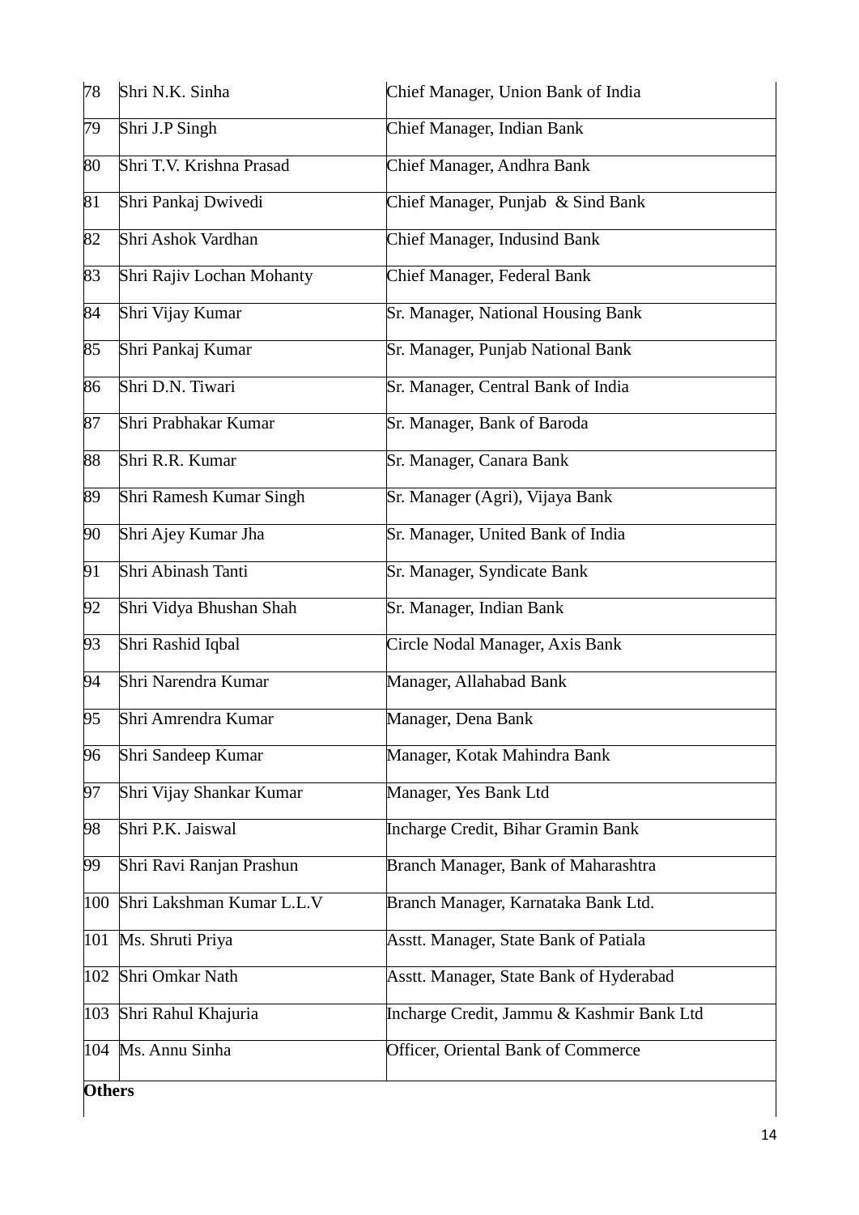| | | |
|---|---|---|
| 78 | Shri N.K. Sinha | Chief Manager, Union Bank of India |
| 79 | Shri J.P Singh | Chief Manager, Indian Bank |
| 80 | Shri T.V. Krishna Prasad | Chief Manager, Andhra Bank |
| 81 | Shri Pankaj Dwivedi | Chief Manager, Punjab & Sind Bank |
| 82 | Shri Ashok Vardhan | Chief Manager, Indusind Bank |
| 83 | Shri Rajiv Lochan Mohanty | Chief Manager, Federal Bank |
| 84 | Shri Vijay Kumar | Sr. Manager, National Housing Bank |
| 85 | Shri Pankaj Kumar | Sr. Manager, Punjab National Bank |
| 86 | Shri D.N. Tiwari | Sr. Manager, Central Bank of India |
| 87 | Shri Prabhakar Kumar | Sr. Manager, Bank of Baroda |
| 88 | Shri R.R. Kumar | Sr. Manager, Canara Bank |
| 89 | Shri Ramesh Kumar Singh | Sr. Manager (Agri), Vijaya Bank |
| 90 | Shri Ajey Kumar Jha | Sr. Manager, United Bank of India |
| 91 | Shri Abinash Tanti | Sr. Manager, Syndicate Bank |
| 92 | Shri Vidya Bhushan Shah | Sr. Manager, Indian Bank |
| 93 | Shri Rashid Iqbal | Circle Nodal Manager, Axis Bank |
| 94 | Shri Narendra Kumar | Manager, Allahabad Bank |
| 95 | Shri Amrendra Kumar | Manager, Dena Bank |
| 96 | Shri Sandeep Kumar | Manager, Kotak Mahindra Bank |
| 97 | Shri Vijay Shankar Kumar | Manager, Yes Bank Ltd |
| 98 | Shri P.K. Jaiswal | Incharge Credit, Bihar Gramin Bank |
| 99 | Shri Ravi Ranjan Prashun | Branch Manager, Bank of Maharashtra |
| 100 | Shri Lakshman Kumar L.L.V | Branch Manager, Karnataka Bank Ltd. |
| 101 | Ms. Shruti Priya | Asstt. Manager, State Bank of Patiala |
| 102 | Shri Omkar Nath | Asstt. Manager, State Bank of Hyderabad |
| 103 | Shri Rahul Khajuria | Incharge Credit, Jammu & Kashmir Bank Ltd |
| 104 | Ms. Annu Sinha | Officer, Oriental Bank of Commerce |
| **Others** | | |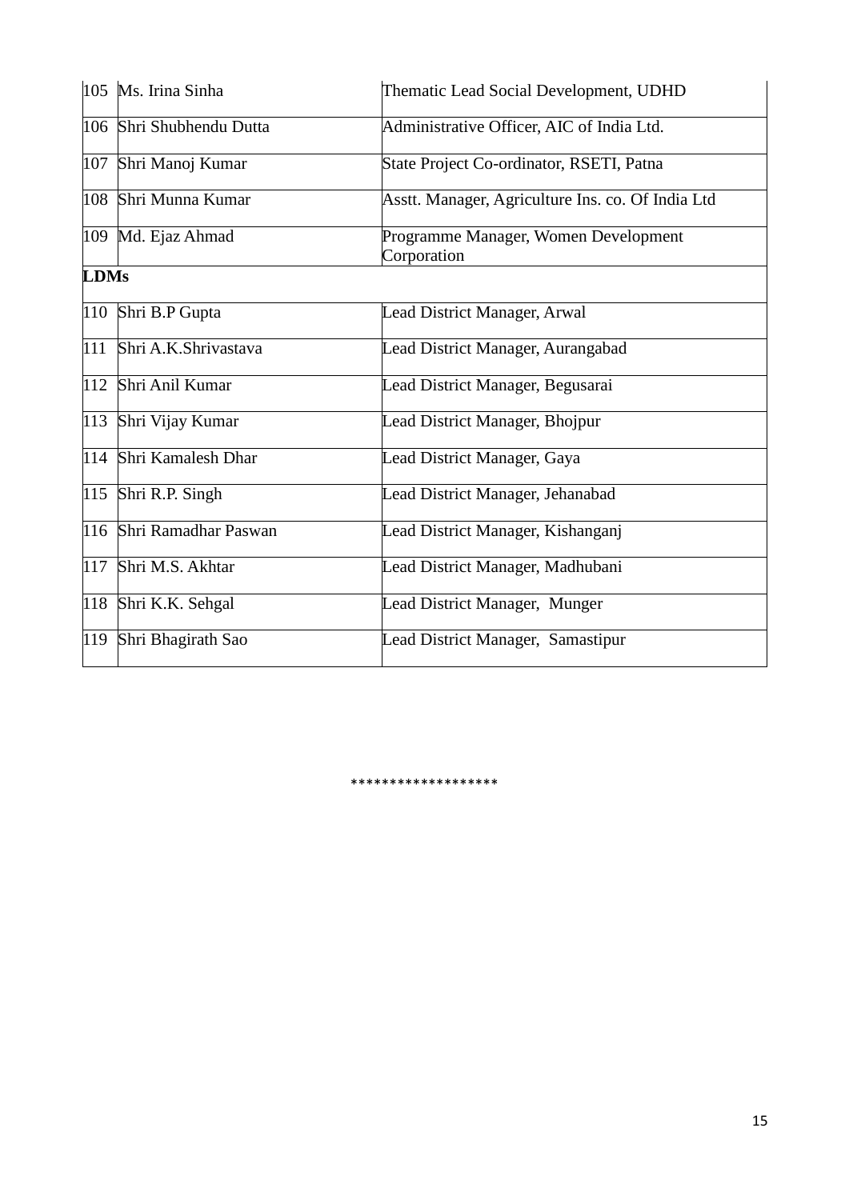| | | |
|---|---|---|
| 105 | Ms. Irina Sinha | Thematic Lead Social Development, UDHD |
| 106 | Shri Shubhendu Dutta | Administrative Officer, AIC of India Ltd. |
| 107 | Shri Manoj Kumar | State Project Co-ordinator, RSETI, Patna |
| 108 | Shri Munna Kumar | Asstt. Manager, Agriculture Ins. co. Of India Ltd |
| 109 | Md. Ejaz Ahmad | Programme Manager, Women Development Corporation |
| **LDMs** | | |
| 110 | Shri B.P Gupta | Lead District Manager, Arwal |
| 111 | Shri A.K.Shrivastava | Lead District Manager, Aurangabad |
| 112 | Shri Anil Kumar | Lead District Manager, Begusarai |
| 113 | Shri Vijay Kumar | Lead District Manager, Bhojpur |
| 114 | Shri Kamalesh Dhar | Lead District Manager, Gaya |
| 115 | Shri R.P. Singh | Lead District Manager, Jehanabad |
| 116 | Shri Ramadhar Paswan | Lead District Manager, Kishanganj |
| 117 | Shri M.S. Akhtar | Lead District Manager, Madhubani |
| 118 | Shri K.K. Sehgal | Lead District Manager, Munger |
| 119 | Shri Bhagirath Sao | Lead District Manager, Samastipur |

******************